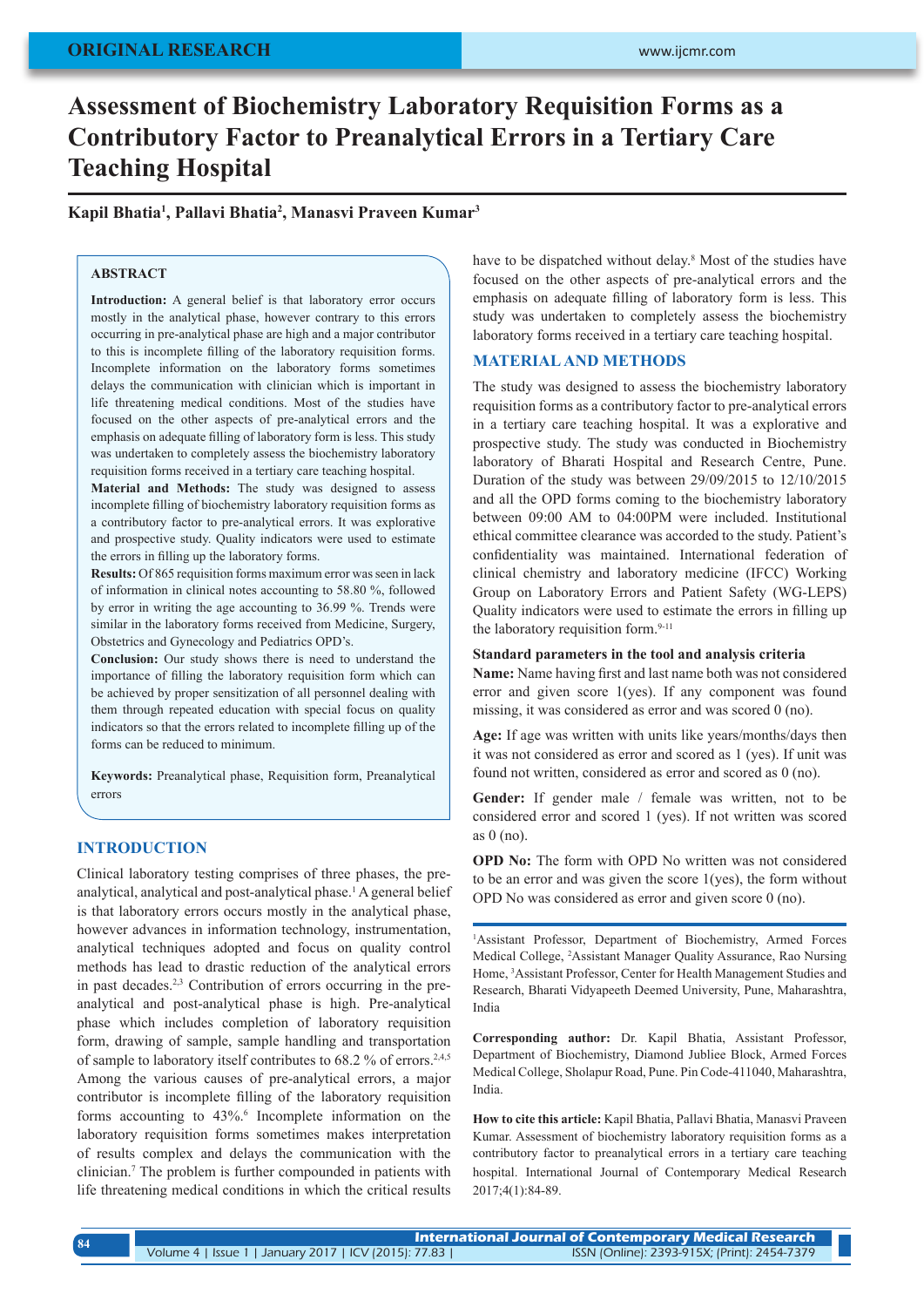ORIGINAL RESEARCH

# Assessment of Biochemistry Laboratory Requisition Forms as a Contributory Factor to Preanalytical Errors in a Tertiary Care Teaching Hospital

**Kapil Bhatia[1], Pallavi Bhatia[2], Manasvi Praveen Kumar[3]**

## ABSTRACT

**Introduction:** A general belief is that laboratory error occurs mostly in the analytical phase, however contrary to this errors occurring in pre-analytical phase are high and a major contributor to this is incomplete filling of the laboratory requisition forms. Incomplete information on the laboratory forms sometimes delays the communication with clinician which is important in life threatening medical conditions. Most of the studies have focused on the other aspects of pre-analytical errors and the emphasis on adequate filling of laboratory form is less. This study was undertaken to completely assess the biochemistry laboratory requisition forms received in a tertiary care teaching hospital.

**Material and Methods:** The study was designed to assess incomplete filling of biochemistry laboratory requisition forms as a contributory factor to pre-analytical errors. It was explorative and prospective study. Quality indicators were used to estimate the errors in filling up the laboratory forms.

**Results:** Of 865 requisition forms maximum error was seen in lack of information in clinical notes accounting to 58.80 %, followed by error in writing the age accounting to 36.99 %. Trends were similar in the laboratory forms received from Medicine, Surgery, Obstetrics and Gynecology and Pediatrics OPD's.

**Conclusion:** Our study shows there is need to understand the importance of filling the laboratory requisition form which can be achieved by proper sensitization of all personnel dealing with them through repeated education with special focus on quality indicators so that the errors related to incomplete filling up of the forms can be reduced to minimum.

**Keywords:** Preanalytical phase, Requisition form, Preanalytical errors

## INTRODUCTION

Clinical laboratory testing comprises of three phases, the pre-analytical, analytical and post-analytical phase.[1] A general belief is that laboratory errors occurs mostly in the analytical phase, however advances in information technology, instrumentation, analytical techniques adopted and focus on quality control methods has lead to drastic reduction of the analytical errors in past decades.[2,3] Contribution of errors occurring in the pre-analytical and post-analytical phase is high. Pre-analytical phase which includes completion of laboratory requisition form, drawing of sample, sample handling and transportation of sample to laboratory itself contributes to 68.2 % of errors.[2,4,5] Among the various causes of pre-analytical errors, a major contributor is incomplete filling of the laboratory requisition forms accounting to 43%.[6] Incomplete information on the laboratory requisition forms sometimes makes interpretation of results complex and delays the communication with the clinician.[7] The problem is further compounded in patients with life threatening medical conditions in which the critical results have to be dispatched without delay.[8] Most of the studies have focused on the other aspects of pre-analytical errors and the emphasis on adequate filling of laboratory form is less. This study was undertaken to completely assess the biochemistry laboratory forms received in a tertiary care teaching hospital.

## MATERIAL AND METHODS

The study was designed to assess the biochemistry laboratory requisition forms as a contributory factor to pre-analytical errors in a tertiary care teaching hospital. It was a explorative and prospective study. The study was conducted in Biochemistry laboratory of Bharati Hospital and Research Centre, Pune. Duration of the study was between 29/09/2015 to 12/10/2015 and all the OPD forms coming to the biochemistry laboratory between 09:00 AM to 04:00PM were included. Institutional ethical committee clearance was accorded to the study. Patient's confidentiality was maintained. International federation of clinical chemistry and laboratory medicine (IFCC) Working Group on Laboratory Errors and Patient Safety (WG-LEPS) Quality indicators were used to estimate the errors in filling up the laboratory requisition form.[9-11]

### Standard parameters in the tool and analysis criteria

**Name:** Name having first and last name both was not considered error and given score 1(yes). If any component was found missing, it was considered as error and was scored 0 (no).

**Age:** If age was written with units like years/months/days then it was not considered as error and scored as 1 (yes). If unit was found not written, considered as error and scored as 0 (no).

**Gender:** If gender male / female was written, not to be considered error and scored 1 (yes). If not written was scored as 0 (no).

**OPD No:** The form with OPD No written was not considered to be an error and was given the score 1(yes), the form without OPD No was considered as error and given score 0 (no).

---

[1]Assistant Professor, Department of Biochemistry, Armed Forces Medical College, [2]Assistant Manager Quality Assurance, Rao Nursing Home, [3]Assistant Professor, Center for Health Management Studies and Research, Bharati Vidyapeeth Deemed University, Pune, Maharashtra, India

**Corresponding author:** Dr. Kapil Bhatia, Assistant Professor, Department of Biochemistry, Diamond Jubliee Block, Armed Forces Medical College, Sholapur Road, Pune. Pin Code-411040, Maharashtra, India.

**How to cite this article:** Kapil Bhatia, Pallavi Bhatia, Manasvi Praveen Kumar. Assessment of biochemistry laboratory requisition forms as a contributory factor to preanalytical errors in a tertiary care teaching hospital. International Journal of Contemporary Medical Research 2017;4(1):84-89.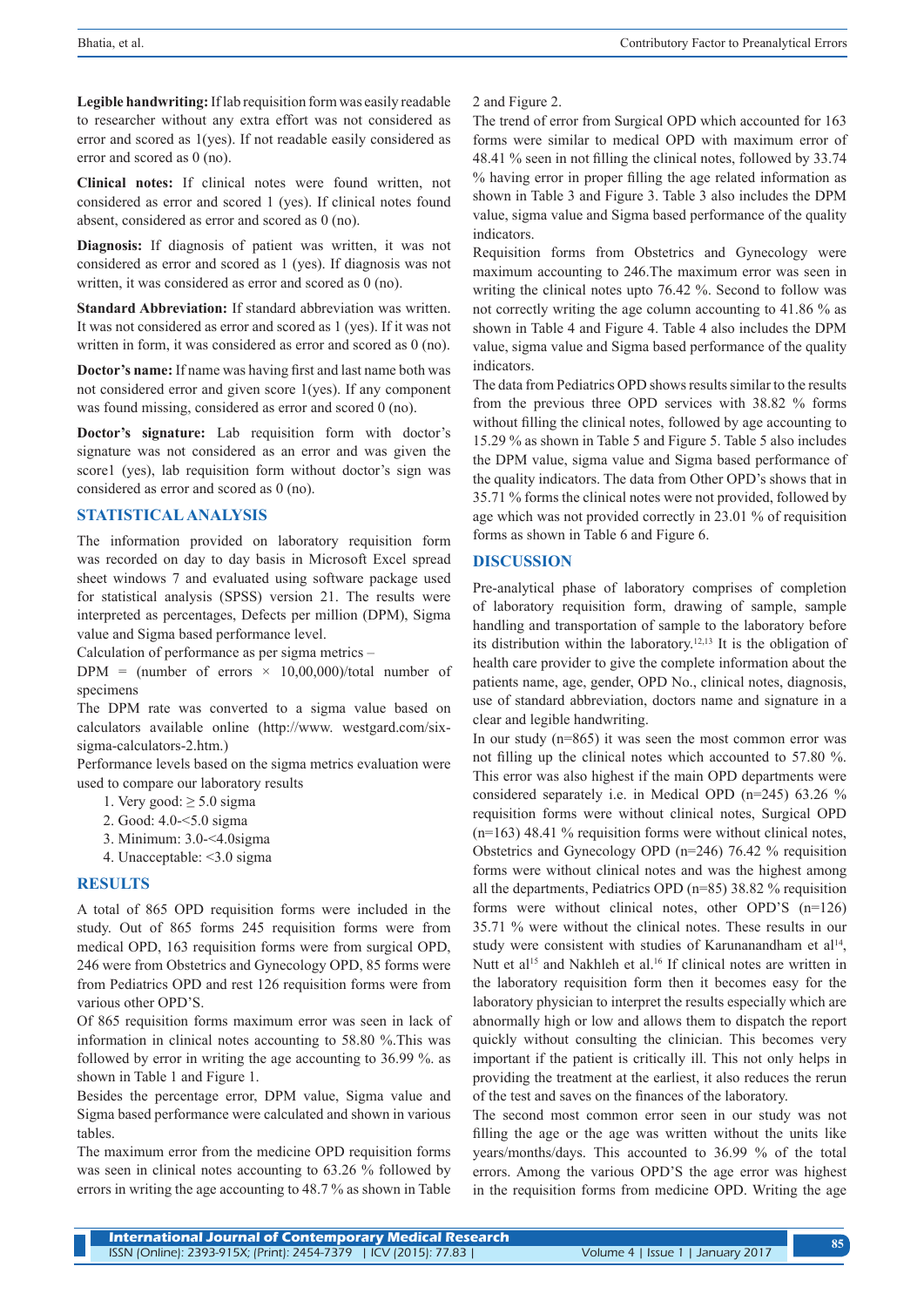**Legible handwriting:** If lab requisition form was easily readable to researcher without any extra effort was not considered as error and scored as 1(yes). If not readable easily considered as error and scored as 0 (no).

**Clinical notes:** If clinical notes were found written, not considered as error and scored 1 (yes). If clinical notes found absent, considered as error and scored as 0 (no).

**Diagnosis:** If diagnosis of patient was written, it was not considered as error and scored as 1 (yes). If diagnosis was not written, it was considered as error and scored as 0 (no).

**Standard Abbreviation:** If standard abbreviation was written. It was not considered as error and scored as 1 (yes). If it was not written in form, it was considered as error and scored as 0 (no).

**Doctor's name:** If name was having first and last name both was not considered error and given score 1(yes). If any component was found missing, considered as error and scored 0 (no).

**Doctor's signature:** Lab requisition form with doctor's signature was not considered as an error and was given the score1 (yes), lab requisition form without doctor's sign was considered as error and scored as 0 (no).

## STATISTICAL ANALYSIS

The information provided on laboratory requisition form was recorded on day to day basis in Microsoft Excel spread sheet windows 7 and evaluated using software package used for statistical analysis (SPSS) version 21. The results were interpreted as percentages, Defects per million (DPM), Sigma value and Sigma based performance level.

Calculation of performance as per sigma metrics –

DPM = (number of errors × 10,00,000)/total number of specimens

The DPM rate was converted to a sigma value based on calculators available online (http://www. westgard.com/six-sigma-calculators-2.htm.)

Performance levels based on the sigma metrics evaluation were used to compare our laboratory results

1. Very good: ≥ 5.0 sigma
2. Good: 4.0-<5.0 sigma
3. Minimum: 3.0-<4.0sigma
4. Unacceptable: <3.0 sigma

## RESULTS

A total of 865 OPD requisition forms were included in the study. Out of 865 forms 245 requisition forms were from medical OPD, 163 requisition forms were from surgical OPD, 246 were from Obstetrics and Gynecology OPD, 85 forms were from Pediatrics OPD and rest 126 requisition forms were from various other OPD'S.

Of 865 requisition forms maximum error was seen in lack of information in clinical notes accounting to 58.80 %.This was followed by error in writing the age accounting to 36.99 %. as shown in Table 1 and Figure 1.

Besides the percentage error, DPM value, Sigma value and Sigma based performance were calculated and shown in various tables.

The maximum error from the medicine OPD requisition forms was seen in clinical notes accounting to 63.26 % followed by errors in writing the age accounting to 48.7 % as shown in Table 2 and Figure 2.

The trend of error from Surgical OPD which accounted for 163 forms were similar to medical OPD with maximum error of 48.41 % seen in not filling the clinical notes, followed by 33.74 % having error in proper filling the age related information as shown in Table 3 and Figure 3. Table 3 also includes the DPM value, sigma value and Sigma based performance of the quality indicators.

Requisition forms from Obstetrics and Gynecology were maximum accounting to 246.The maximum error was seen in writing the clinical notes upto 76.42 %. Second to follow was not correctly writing the age column accounting to 41.86 % as shown in Table 4 and Figure 4. Table 4 also includes the DPM value, sigma value and Sigma based performance of the quality indicators.

The data from Pediatrics OPD shows results similar to the results from the previous three OPD services with 38.82 % forms without filling the clinical notes, followed by age accounting to 15.29 % as shown in Table 5 and Figure 5. Table 5 also includes the DPM value, sigma value and Sigma based performance of the quality indicators. The data from Other OPD's shows that in 35.71 % forms the clinical notes were not provided, followed by age which was not provided correctly in 23.01 % of requisition forms as shown in Table 6 and Figure 6.

## DISCUSSION

Pre-analytical phase of laboratory comprises of completion of laboratory requisition form, drawing of sample, sample handling and transportation of sample to the laboratory before its distribution within the laboratory.[12,13] It is the obligation of health care provider to give the complete information about the patients name, age, gender, OPD No., clinical notes, diagnosis, use of standard abbreviation, doctors name and signature in a clear and legible handwriting.

In our study (n=865) it was seen the most common error was not filling up the clinical notes which accounted to 57.80 %. This error was also highest if the main OPD departments were considered separately i.e. in Medical OPD (n=245) 63.26 % requisition forms were without clinical notes, Surgical OPD (n=163) 48.41 % requisition forms were without clinical notes, Obstetrics and Gynecology OPD (n=246) 76.42 % requisition forms were without clinical notes and was the highest among all the departments, Pediatrics OPD (n=85) 38.82 % requisition forms were without clinical notes, other OPD'S (n=126) 35.71 % were without the clinical notes. These results in our study were consistent with studies of Karunanandham et al[14], Nutt et al[15] and Nakhleh et al.[16] If clinical notes are written in the laboratory requisition form then it becomes easy for the laboratory physician to interpret the results especially which are abnormally high or low and allows them to dispatch the report quickly without consulting the clinician. This becomes very important if the patient is critically ill. This not only helps in providing the treatment at the earliest, it also reduces the rerun of the test and saves on the finances of the laboratory.

The second most common error seen in our study was not filling the age or the age was written without the units like years/months/days. This accounted to 36.99 % of the total errors. Among the various OPD'S the age error was highest in the requisition forms from medicine OPD. Writing the age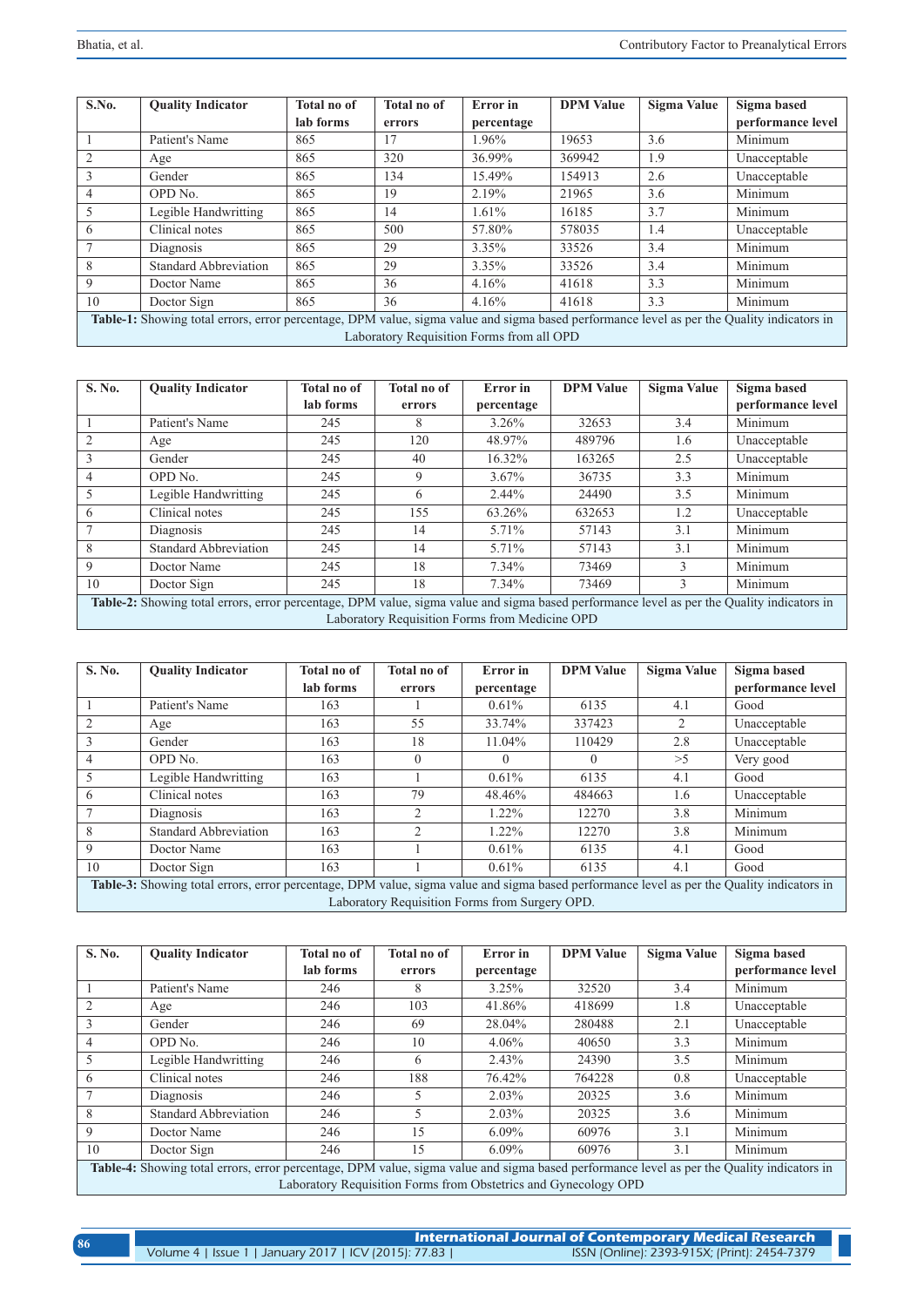| S.No. | Quality Indicator | Total no of lab forms | Total no of errors | Error in percentage | DPM Value | Sigma Value | Sigma based performance level |
|---|---|---|---|---|---|---|---|
| 1 | Patient's Name | 865 | 17 | 1.96% | 19653 | 3.6 | Minimum |
| 2 | Age | 865 | 320 | 36.99% | 369942 | 1.9 | Unacceptable |
| 3 | Gender | 865 | 134 | 15.49% | 154913 | 2.6 | Unacceptable |
| 4 | OPD No. | 865 | 19 | 2.19% | 21965 | 3.6 | Minimum |
| 5 | Legible Handwritting | 865 | 14 | 1.61% | 16185 | 3.7 | Minimum |
| 6 | Clinical notes | 865 | 500 | 57.80% | 578035 | 1.4 | Unacceptable |
| 7 | Diagnosis | 865 | 29 | 3.35% | 33526 | 3.4 | Minimum |
| 8 | Standard Abbreviation | 865 | 29 | 3.35% | 33526 | 3.4 | Minimum |
| 9 | Doctor Name | 865 | 36 | 4.16% | 41618 | 3.3 | Minimum |
| 10 | Doctor Sign | 865 | 36 | 4.16% | 41618 | 3.3 | Minimum |

**Table-1:** Showing total errors, error percentage, DPM value, sigma value and sigma based performance level as per the Quality indicators in Laboratory Requisition Forms from all OPD

| S. No. | Quality Indicator | Total no of lab forms | Total no of errors | Error in percentage | DPM Value | Sigma Value | Sigma based performance level |
|---|---|---|---|---|---|---|---|
| 1 | Patient's Name | 245 | 8 | 3.26% | 32653 | 3.4 | Minimum |
| 2 | Age | 245 | 120 | 48.97% | 489796 | 1.6 | Unacceptable |
| 3 | Gender | 245 | 40 | 16.32% | 163265 | 2.5 | Unacceptable |
| 4 | OPD No. | 245 | 9 | 3.67% | 36735 | 3.3 | Minimum |
| 5 | Legible Handwritting | 245 | 6 | 2.44% | 24490 | 3.5 | Minimum |
| 6 | Clinical notes | 245 | 155 | 63.26% | 632653 | 1.2 | Unacceptable |
| 7 | Diagnosis | 245 | 14 | 5.71% | 57143 | 3.1 | Minimum |
| 8 | Standard Abbreviation | 245 | 14 | 5.71% | 57143 | 3.1 | Minimum |
| 9 | Doctor Name | 245 | 18 | 7.34% | 73469 | 3 | Minimum |
| 10 | Doctor Sign | 245 | 18 | 7.34% | 73469 | 3 | Minimum |

**Table-2:** Showing total errors, error percentage, DPM value, sigma value and sigma based performance level as per the Quality indicators in Laboratory Requisition Forms from Medicine OPD

| S. No. | Quality Indicator | Total no of lab forms | Total no of errors | Error in percentage | DPM Value | Sigma Value | Sigma based performance level |
|---|---|---|---|---|---|---|---|
| 1 | Patient's Name | 163 | 1 | 0.61% | 6135 | 4.1 | Good |
| 2 | Age | 163 | 55 | 33.74% | 337423 | 2 | Unacceptable |
| 3 | Gender | 163 | 18 | 11.04% | 110429 | 2.8 | Unacceptable |
| 4 | OPD No. | 163 | 0 | 0 | 0 | >5 | Very good |
| 5 | Legible Handwritting | 163 | 1 | 0.61% | 6135 | 4.1 | Good |
| 6 | Clinical notes | 163 | 79 | 48.46% | 484663 | 1.6 | Unacceptable |
| 7 | Diagnosis | 163 | 2 | 1.22% | 12270 | 3.8 | Minimum |
| 8 | Standard Abbreviation | 163 | 2 | 1.22% | 12270 | 3.8 | Minimum |
| 9 | Doctor Name | 163 | 1 | 0.61% | 6135 | 4.1 | Good |
| 10 | Doctor Sign | 163 | 1 | 0.61% | 6135 | 4.1 | Good |

**Table-3:** Showing total errors, error percentage, DPM value, sigma value and sigma based performance level as per the Quality indicators in Laboratory Requisition Forms from Surgery OPD.

| S. No. | Quality Indicator | Total no of lab forms | Total no of errors | Error in percentage | DPM Value | Sigma Value | Sigma based performance level |
|---|---|---|---|---|---|---|---|
| 1 | Patient's Name | 246 | 8 | 3.25% | 32520 | 3.4 | Minimum |
| 2 | Age | 246 | 103 | 41.86% | 418699 | 1.8 | Unacceptable |
| 3 | Gender | 246 | 69 | 28.04% | 280488 | 2.1 | Unacceptable |
| 4 | OPD No. | 246 | 10 | 4.06% | 40650 | 3.3 | Minimum |
| 5 | Legible Handwritting | 246 | 6 | 2.43% | 24390 | 3.5 | Minimum |
| 6 | Clinical notes | 246 | 188 | 76.42% | 764228 | 0.8 | Unacceptable |
| 7 | Diagnosis | 246 | 5 | 2.03% | 20325 | 3.6 | Minimum |
| 8 | Standard Abbreviation | 246 | 5 | 2.03% | 20325 | 3.6 | Minimum |
| 9 | Doctor Name | 246 | 15 | 6.09% | 60976 | 3.1 | Minimum |
| 10 | Doctor Sign | 246 | 15 | 6.09% | 60976 | 3.1 | Minimum |

**Table-4:** Showing total errors, error percentage, DPM value, sigma value and sigma based performance level as per the Quality indicators in Laboratory Requisition Forms from Obstetrics and Gynecology OPD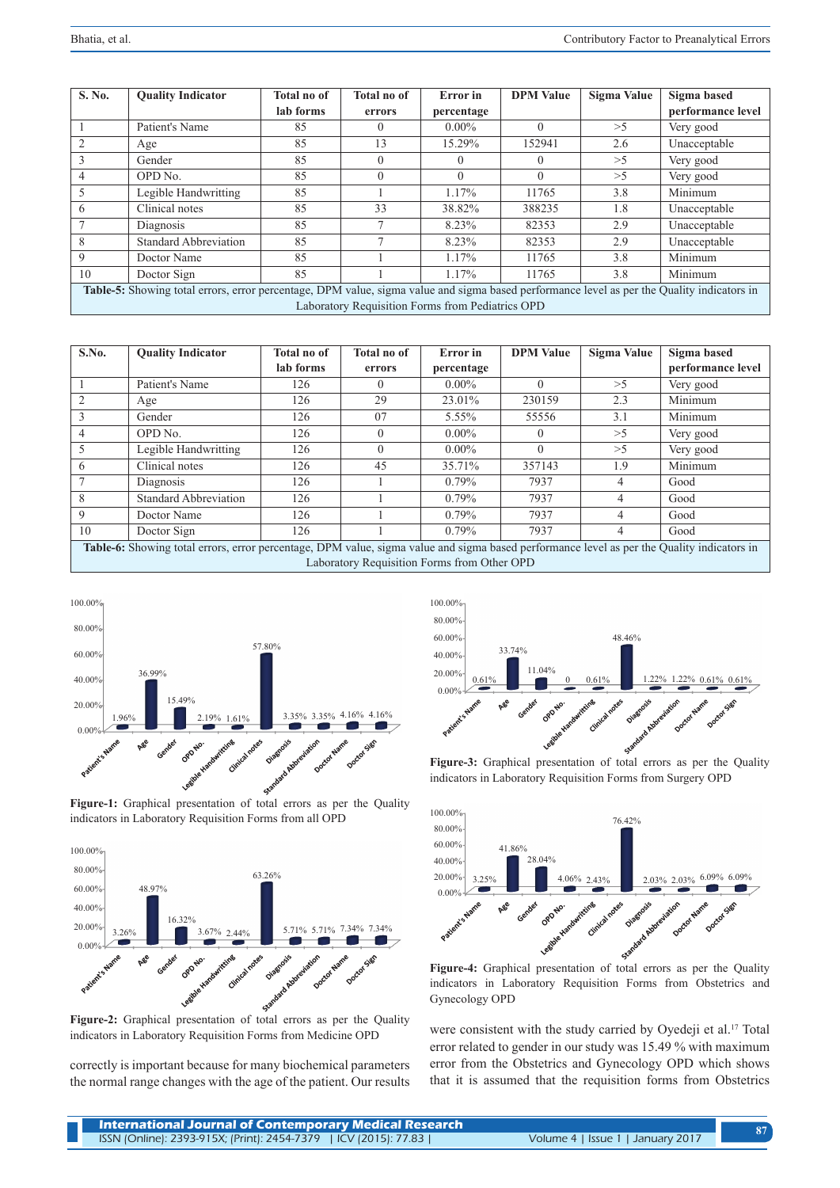| S. No. | Quality Indicator | Total no of lab forms | Total no of errors | Error in percentage | DPM Value | Sigma Value | Sigma based performance level |
|---|---|---|---|---|---|---|---|
| 1 | Patient's Name | 85 | 0 | 0.00% | 0 | >5 | Very good |
| 2 | Age | 85 | 13 | 15.29% | 152941 | 2.6 | Unacceptable |
| 3 | Gender | 85 | 0 | 0 | 0 | >5 | Very good |
| 4 | OPD No. | 85 | 0 | 0 | 0 | >5 | Very good |
| 5 | Legible Handwritting | 85 | 1 | 1.17% | 11765 | 3.8 | Minimum |
| 6 | Clinical notes | 85 | 33 | 38.82% | 388235 | 1.8 | Unacceptable |
| 7 | Diagnosis | 85 | 7 | 8.23% | 82353 | 2.9 | Unacceptable |
| 8 | Standard Abbreviation | 85 | 7 | 8.23% | 82353 | 2.9 | Unacceptable |
| 9 | Doctor Name | 85 | 1 | 1.17% | 11765 | 3.8 | Minimum |
| 10 | Doctor Sign | 85 | 1 | 1.17% | 11765 | 3.8 | Minimum |

**Table-5:** Showing total errors, error percentage, DPM value, sigma value and sigma based performance level as per the Quality indicators in Laboratory Requisition Forms from Pediatrics OPD

| S.No. | Quality Indicator | Total no of lab forms | Total no of errors | Error in percentage | DPM Value | Sigma Value | Sigma based performance level |
|---|---|---|---|---|---|---|---|
| 1 | Patient's Name | 126 | 0 | 0.00% | 0 | >5 | Very good |
| 2 | Age | 126 | 29 | 23.01% | 230159 | 2.3 | Minimum |
| 3 | Gender | 126 | 07 | 5.55% | 55556 | 3.1 | Minimum |
| 4 | OPD No. | 126 | 0 | 0.00% | 0 | >5 | Very good |
| 5 | Legible Handwritting | 126 | 0 | 0.00% | 0 | >5 | Very good |
| 6 | Clinical notes | 126 | 45 | 35.71% | 357143 | 1.9 | Minimum |
| 7 | Diagnosis | 126 | 1 | 0.79% | 7937 | 4 | Good |
| 8 | Standard Abbreviation | 126 | 1 | 0.79% | 7937 | 4 | Good |
| 9 | Doctor Name | 126 | 1 | 0.79% | 7937 | 4 | Good |
| 10 | Doctor Sign | 126 | 1 | 0.79% | 7937 | 4 | Good |

**Table-6:** Showing total errors, error percentage, DPM value, sigma value and sigma based performance level as per the Quality indicators in Laboratory Requisition Forms from Other OPD

**Figure-1:** Graphical presentation of total errors as per the Quality indicators in Laboratory Requisition Forms from all OPD

**Figure-2:** Graphical presentation of total errors as per the Quality indicators in Laboratory Requisition Forms from Medicine OPD

**Figure-3:** Graphical presentation of total errors as per the Quality indicators in Laboratory Requisition Forms from Surgery OPD

**Figure-4:** Graphical presentation of total errors as per the Quality indicators in Laboratory Requisition Forms from Obstetrics and Gynecology OPD

correctly is important because for many biochemical parameters the normal range changes with the age of the patient. Our results were consistent with the study carried by Oyedeji et al.[17] Total error related to gender in our study was 15.49 % with maximum error from the Obstetrics and Gynecology OPD which shows that it is assumed that the requisition forms from Obstetrics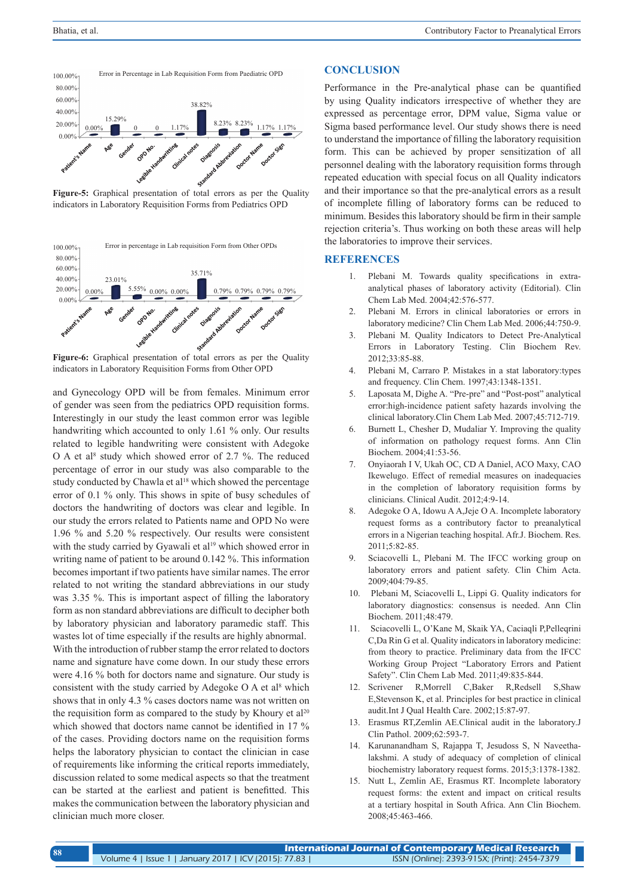Error in Percentage in Lab Requisition Form from Paediatric OPD

| Patient's Name | Age | Gender | OPD No. | Legible Handwriting | Clinical notes | Diagnosis | Standard Abbreviation | Doctor Name | Doctor Sign |
|---|---|---|---|---|---|---|---|---|---|
| 0.00% | 15.29% | 0 | 0 | 1.17% | 38.82% | 8.23% | 8.23% | 1.17% | 1.17% |

**Figure-5:** Graphical presentation of total errors as per the Quality indicators in Laboratory Requisition Forms from Pediatrics OPD

Error in percentage in Lab requisition Form from Other OPDs

| Patient's Name | Age | Gender | OPD No. | Legible Handwritting | Clinical notes | Diagnosis | Standard Abbreviation | Doctor Name | Doctor Sign |
|---|---|---|---|---|---|---|---|---|---|
| 0.00% | 23.01% | 5.55% | 0.00% | 0.00% | 35.71% | 0.79% | 0.79% | 0.79% | 0.79% |

**Figure-6:** Graphical presentation of total errors as per the Quality indicators in Laboratory Requisition Forms from Other OPD

and Gynecology OPD will be from females. Minimum error of gender was seen from the pediatrics OPD requisition forms. Interestingly in our study the least common error was legible handwriting which accounted to only 1.61 % only. Our results related to legible handwriting were consistent with Adegoke O A et al[8] study which showed error of 2.7 %. The reduced percentage of error in our study was also comparable to the study conducted by Chawla et al[18] which showed the percentage error of 0.1 % only. This shows in spite of busy schedules of doctors the handwriting of doctors was clear and legible. In our study the errors related to Patients name and OPD No were 1.96 % and 5.20 % respectively. Our results were consistent with the study carried by Gyawali et al[19] which showed error in writing name of patient to be around 0.142 %. This information becomes important if two patients have similar names. The error related to not writing the standard abbreviations in our study was 3.35 %. This is important aspect of filling the laboratory form as non standard abbreviations are difficult to decipher both by laboratory physician and laboratory paramedic staff. This wastes lot of time especially if the results are highly abnormal. With the introduction of rubber stamp the error related to doctors name and signature have come down. In our study these errors were 4.16 % both for doctors name and signature. Our study is consistent with the study carried by Adegoke O A et al[8] which shows that in only 4.3 % cases doctors name was not written on the requisition form as compared to the study by Khoury et al[20] which showed that doctors name cannot be identified in 17 % of the cases. Providing doctors name on the requisition forms helps the laboratory physician to contact the clinician in case of requirements like informing the critical reports immediately, discussion related to some medical aspects so that the treatment can be started at the earliest and patient is benefitted. This makes the communication between the laboratory physician and clinician much more closer.

## CONCLUSION

Performance in the Pre-analytical phase can be quantified by using Quality indicators irrespective of whether they are expressed as percentage error, DPM value, Sigma value or Sigma based performance level. Our study shows there is need to understand the importance of filling the laboratory requisition form. This can be achieved by proper sensitization of all personnel dealing with the laboratory requisition forms through repeated education with special focus on all Quality indicators and their importance so that the pre-analytical errors as a result of incomplete filling of laboratory forms can be reduced to minimum. Besides this laboratory should be firm in their sample rejection criteria's. Thus working on both these areas will help the laboratories to improve their services.

## REFERENCES

1. Plebani M. Towards quality specifications in extra-analytical phases of laboratory activity (Editorial). Clin Chem Lab Med. 2004;42:576-577.
2. Plebani M. Errors in clinical laboratories or errors in laboratory medicine? Clin Chem Lab Med. 2006;44:750-9.
3. Plebani M. Quality Indicators to Detect Pre-Analytical Errors in Laboratory Testing. Clin Biochem Rev. 2012;33:85-88.
4. Plebani M, Carraro P. Mistakes in a stat laboratory:types and frequency. Clin Chem. 1997;43:1348-1351.
5. Laposata M, Dighe A. "Pre-pre" and "Post-post" analytical error:high-incidence patient safety hazards involving the clinical laboratory.Clin Chem Lab Med. 2007;45:712-719.
6. Burnett L, Chesher D, Mudaliar Y. Improving the quality of information on pathology request forms. Ann Clin Biochem. 2004;41:53-56.
7. Onyiaorah I V, Ukah OC, CD A Daniel, ACO Maxy, CAO Ikewelugo. Effect of remedial measures on inadequacies in the completion of laboratory requisition forms by clinicians. Clinical Audit. 2012;4:9-14.
8. Adegoke O A, Idowu A A,Jeje O A. Incomplete laboratory request forms as a contributory factor to preanalytical errors in a Nigerian teaching hospital. Afr.J. Biochem. Res. 2011;5:82-85.
9. Sciacovelli L, Plebani M. The IFCC working group on laboratory errors and patient safety. Clin Chim Acta. 2009;404:79-85.
10. Plebani M, Sciacovelli L, Lippi G. Quality indicators for laboratory diagnostics: consensus is needed. Ann Clin Biochem. 2011;48:479.
11. Sciacovelli L, O'Kane M, Skaik YA, Caciaqli P,Pelleqrini C,Da Rin G et al. Quality indicators in laboratory medicine: from theory to practice. Preliminary data from the IFCC Working Group Project "Laboratory Errors and Patient Safety". Clin Chem Lab Med. 2011;49:835-844.
12. Scrivener R,Morrell C,Baker R,Redsell S,Shaw E,Stevenson K, et al. Principles for best practice in clinical audit.Int J Qual Health Care. 2002;15:87-97.
13. Erasmus RT,Zemlin AE.Clinical audit in the laboratory.J Clin Pathol. 2009;62:593-7.
14. Karunanandham S, Rajappa T, Jesudoss S, N Naveetha-lakshmi. A study of adequacy of completion of clinical biochemistry laboratory request forms. 2015;3:1378-1382.
15. Nutt L, Zemlin AE, Erasmus RT. Incomplete laboratory request forms: the extent and impact on critical results at a tertiary hospital in South Africa. Ann Clin Biochem. 2008;45:463-466.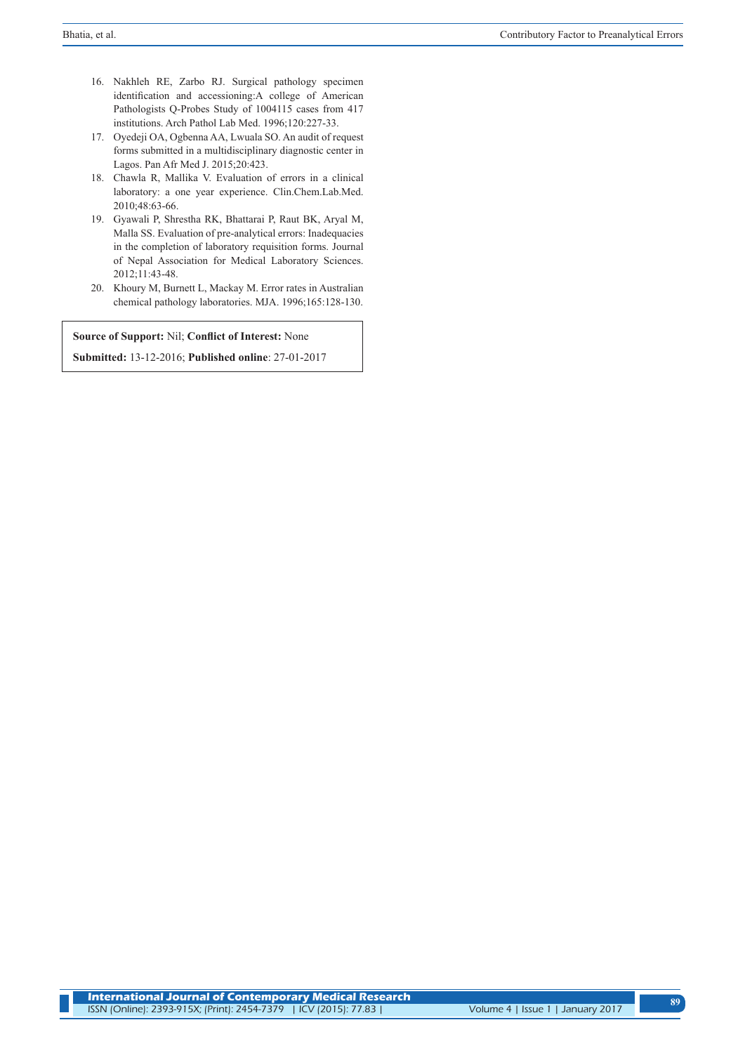16. Nakhleh RE, Zarbo RJ. Surgical pathology specimen identification and accessioning:A college of American Pathologists Q-Probes Study of 1004115 cases from 417 institutions. Arch Pathol Lab Med. 1996;120:227-33.
17. Oyedeji OA, Ogbenna AA, Lwuala SO. An audit of request forms submitted in a multidisciplinary diagnostic center in Lagos. Pan Afr Med J. 2015;20:423.
18. Chawla R, Mallika V. Evaluation of errors in a clinical laboratory: a one year experience. Clin.Chem.Lab.Med. 2010;48:63-66.
19. Gyawali P, Shrestha RK, Bhattarai P, Raut BK, Aryal M, Malla SS. Evaluation of pre-analytical errors: Inadequacies in the completion of laboratory requisition forms. Journal of Nepal Association for Medical Laboratory Sciences. 2012;11:43-48.
20. Khoury M, Burnett L, Mackay M. Error rates in Australian chemical pathology laboratories. MJA. 1996;165:128-130.

**Source of Support:** Nil; **Conflict of Interest:** None

**Submitted:** 13-12-2016; **Published online**: 27-01-2017